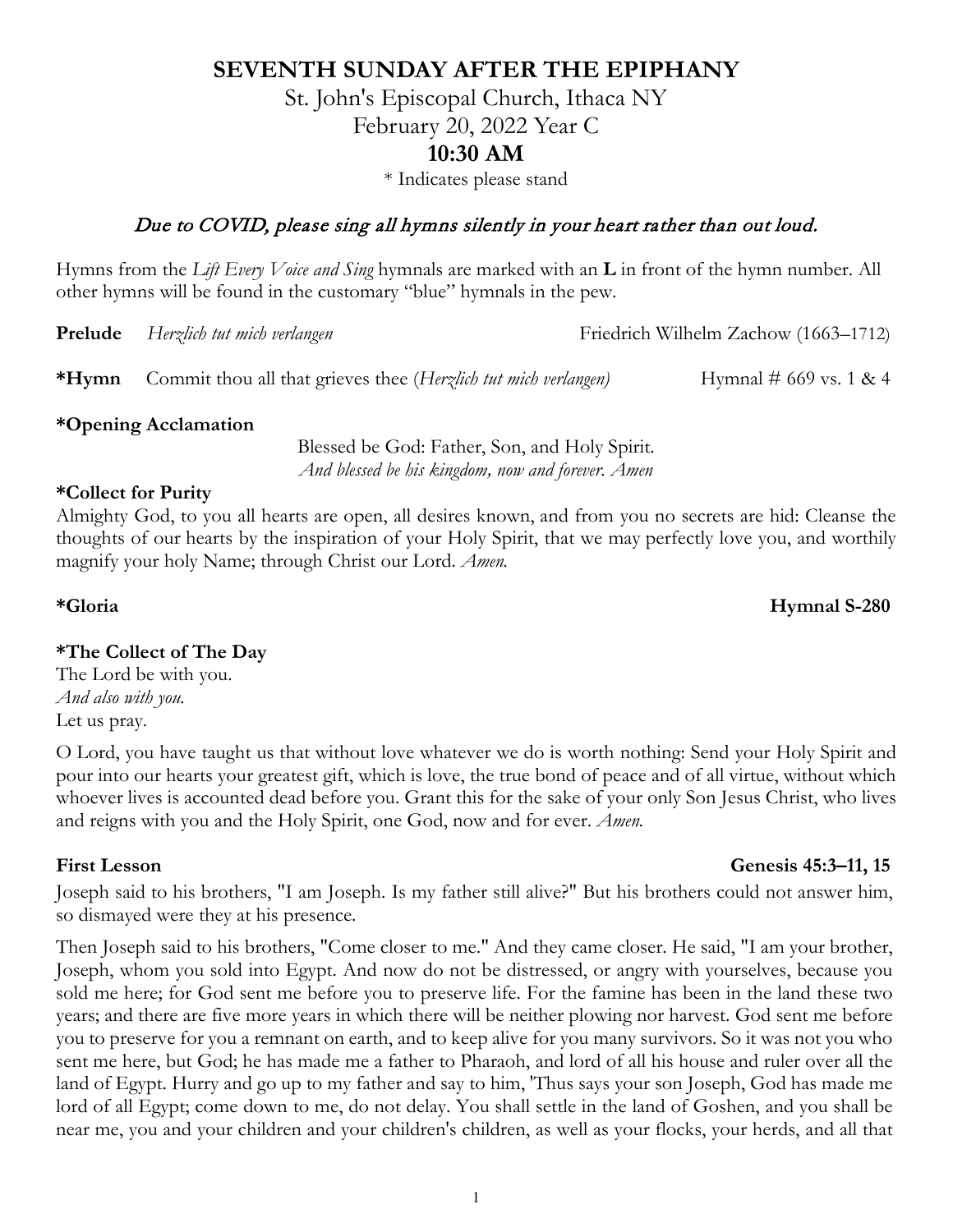# SEVENTH SUNDAY AFTER THE EPIPHANY

St. John's Episcopal Church, Ithaca NY

February 20, 2022 Year C

**10:30 AM**

\* Indicates please stand

*Due to COVID, please sing all hymns silently in your heart rather than out loud.*

Hymns from the *Lift Every Voice and Sing* hymnals are marked with an **L** in front of the hymn number. All other hymns will be found in the customary "blue" hymnals in the pew.

**Prelude** *Herzlich tut mich verlangen* Friedrich Wilhelm Zachow (1663–1712)

**\*Hymn** Commit thou all that grieves thee (*Herzlich tut mich verlangen)* Hymnal # 669 vs. 1 & 4

**\*Opening Acclamation**

Blessed be God: Father, Son, and Holy Spirit.
*And blessed be his kingdom, now and forever. Amen*

**\*Collect for Purity**

Almighty God, to you all hearts are open, all desires known, and from you no secrets are hid: Cleanse the thoughts of our hearts by the inspiration of your Holy Spirit, that we may perfectly love you, and worthily magnify your holy Name; through Christ our Lord. *Amen.*

**\*Gloria** **Hymnal S-280**

**\*The Collect of The Day**

The Lord be with you.
*And also with you.*
Let us pray.

O Lord, you have taught us that without love whatever we do is worth nothing: Send your Holy Spirit and pour into our hearts your greatest gift, which is love, the true bond of peace and of all virtue, without which whoever lives is accounted dead before you. Grant this for the sake of your only Son Jesus Christ, who lives and reigns with you and the Holy Spirit, one God, now and for ever. *Amen.*

**First Lesson** **Genesis 45:3–11, 15**

Joseph said to his brothers, "I am Joseph. Is my father still alive?" But his brothers could not answer him, so dismayed were they at his presence.

Then Joseph said to his brothers, "Come closer to me." And they came closer. He said, "I am your brother, Joseph, whom you sold into Egypt. And now do not be distressed, or angry with yourselves, because you sold me here; for God sent me before you to preserve life. For the famine has been in the land these two years; and there are five more years in which there will be neither plowing nor harvest. God sent me before you to preserve for you a remnant on earth, and to keep alive for you many survivors. So it was not you who sent me here, but God; he has made me a father to Pharaoh, and lord of all his house and ruler over all the land of Egypt. Hurry and go up to my father and say to him, 'Thus says your son Joseph, God has made me lord of all Egypt; come down to me, do not delay. You shall settle in the land of Goshen, and you shall be near me, you and your children and your children's children, as well as your flocks, your herds, and all that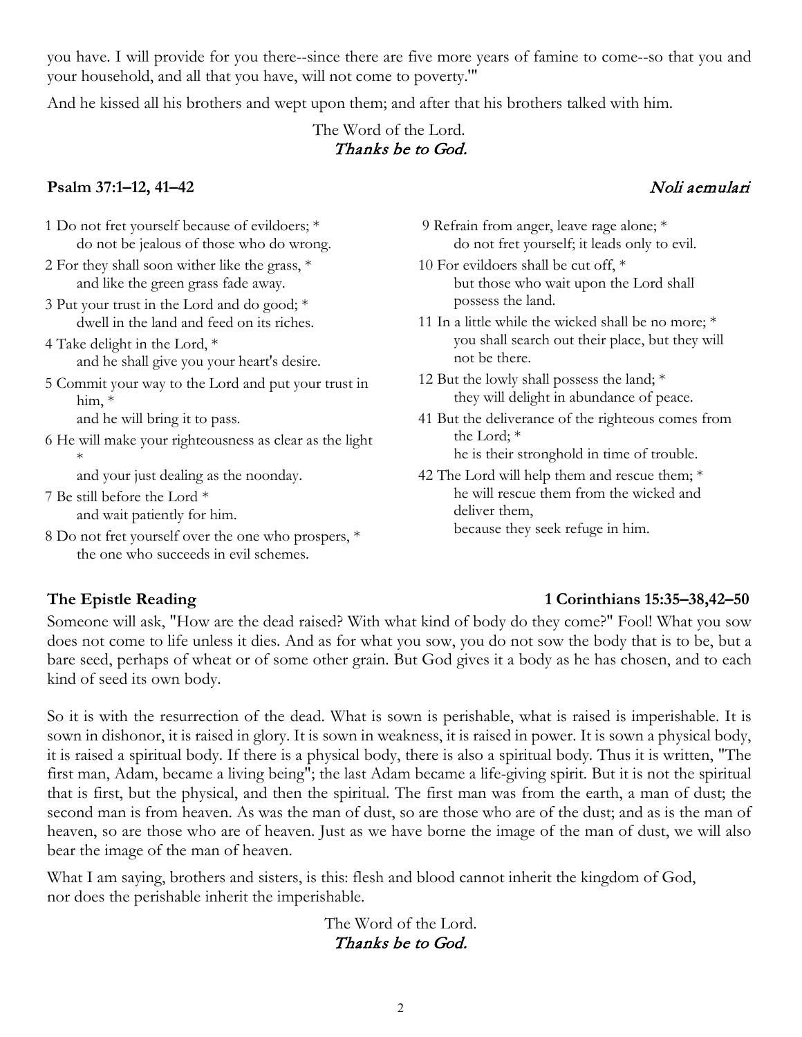you have. I will provide for you there--since there are five more years of famine to come--so that you and your household, and all that you have, will not come to poverty.'"

And he kissed all his brothers and wept upon them; and after that his brothers talked with him.

The Word of the Lord.
*Thanks be to God.*

**Psalm 37:1–12, 41–42** *Noli aemulari*

1 Do not fret yourself because of evildoers; *
do not be jealous of those who do wrong.

2 For they shall soon wither like the grass, *
and like the green grass fade away.

3 Put your trust in the Lord and do good; *
dwell in the land and feed on its riches.

4 Take delight in the Lord, *
and he shall give you your heart's desire.

5 Commit your way to the Lord and put your trust in him, *
and he will bring it to pass.

6 He will make your righteousness as clear as the light *
and your just dealing as the noonday.

7 Be still before the Lord *
and wait patiently for him.

8 Do not fret yourself over the one who prospers, *
the one who succeeds in evil schemes.

9 Refrain from anger, leave rage alone; *
do not fret yourself; it leads only to evil.

10 For evildoers shall be cut off, *
but those who wait upon the Lord shall possess the land.

11 In a little while the wicked shall be no more; *
you shall search out their place, but they will not be there.

12 But the lowly shall possess the land; *
they will delight in abundance of peace.

41 But the deliverance of the righteous comes from the Lord; *
he is their stronghold in time of trouble.

42 The Lord will help them and rescue them; *
he will rescue them from the wicked and deliver them,
because they seek refuge in him.

**The Epistle Reading** **1 Corinthians 15:35–38,42–50**

Someone will ask, "How are the dead raised? With what kind of body do they come?" Fool! What you sow does not come to life unless it dies. And as for what you sow, you do not sow the body that is to be, but a bare seed, perhaps of wheat or of some other grain. But God gives it a body as he has chosen, and to each kind of seed its own body.

So it is with the resurrection of the dead. What is sown is perishable, what is raised is imperishable. It is sown in dishonor, it is raised in glory. It is sown in weakness, it is raised in power. It is sown a physical body, it is raised a spiritual body. If there is a physical body, there is also a spiritual body. Thus it is written, "The first man, Adam, became a living being"; the last Adam became a life-giving spirit. But it is not the spiritual that is first, but the physical, and then the spiritual. The first man was from the earth, a man of dust; the second man is from heaven. As was the man of dust, so are those who are of the dust; and as is the man of heaven, so are those who are of heaven. Just as we have borne the image of the man of dust, we will also bear the image of the man of heaven.

What I am saying, brothers and sisters, is this: flesh and blood cannot inherit the kingdom of God, nor does the perishable inherit the imperishable.

The Word of the Lord.
*Thanks be to God.*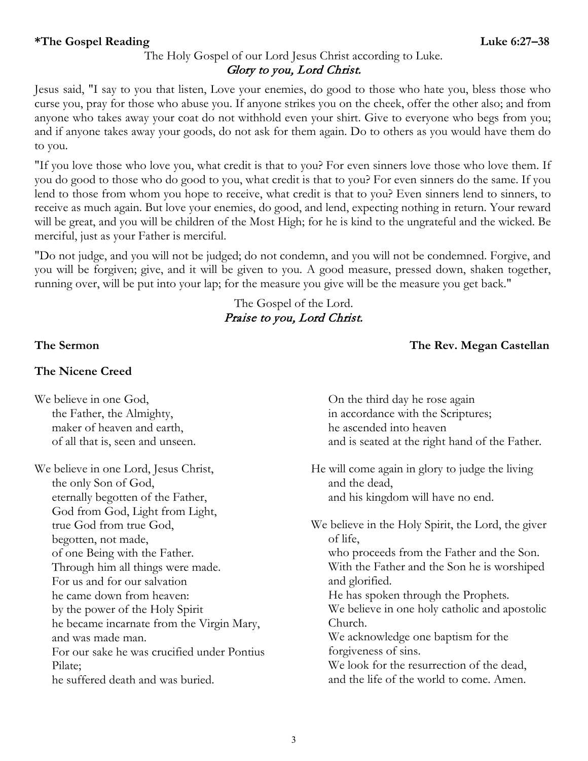**\*The Gospel Reading** **Luke 6:27–38**

The Holy Gospel of our Lord Jesus Christ according to Luke.
*Glory to you, Lord Christ.*

Jesus said, "I say to you that listen, Love your enemies, do good to those who hate you, bless those who curse you, pray for those who abuse you. If anyone strikes you on the cheek, offer the other also; and from anyone who takes away your coat do not withhold even your shirt. Give to everyone who begs from you; and if anyone takes away your goods, do not ask for them again. Do to others as you would have them do to you.

"If you love those who love you, what credit is that to you? For even sinners love those who love them. If you do good to those who do good to you, what credit is that to you? For even sinners do the same. If you lend to those from whom you hope to receive, what credit is that to you? Even sinners lend to sinners, to receive as much again. But love your enemies, do good, and lend, expecting nothing in return. Your reward will be great, and you will be children of the Most High; for he is kind to the ungrateful and the wicked. Be merciful, just as your Father is merciful.

"Do not judge, and you will not be judged; do not condemn, and you will not be condemned. Forgive, and you will be forgiven; give, and it will be given to you. A good measure, pressed down, shaken together, running over, will be put into your lap; for the measure you give will be the measure you get back."

The Gospel of the Lord.
*Praise to you, Lord Christ.*

**The Sermon** **The Rev. Megan Castellan**

**The Nicene Creed**

We believe in one God,
the Father, the Almighty,
maker of heaven and earth,
of all that is, seen and unseen.

We believe in one Lord, Jesus Christ,
the only Son of God,
eternally begotten of the Father,
God from God, Light from Light,
true God from true God,
begotten, not made,
of one Being with the Father.
Through him all things were made.
For us and for our salvation
he came down from heaven:
by the power of the Holy Spirit
he became incarnate from the Virgin Mary,
and was made man.
For our sake he was crucified under Pontius Pilate;
he suffered death and was buried.
On the third day he rose again
in accordance with the Scriptures;
he ascended into heaven
and is seated at the right hand of the Father.

He will come again in glory to judge the living and the dead,
and his kingdom will have no end.

We believe in the Holy Spirit, the Lord, the giver of life,
who proceeds from the Father and the Son.
With the Father and the Son he is worshiped and glorified.
He has spoken through the Prophets.
We believe in one holy catholic and apostolic Church.
We acknowledge one baptism for the forgiveness of sins.
We look for the resurrection of the dead,
and the life of the world to come. Amen.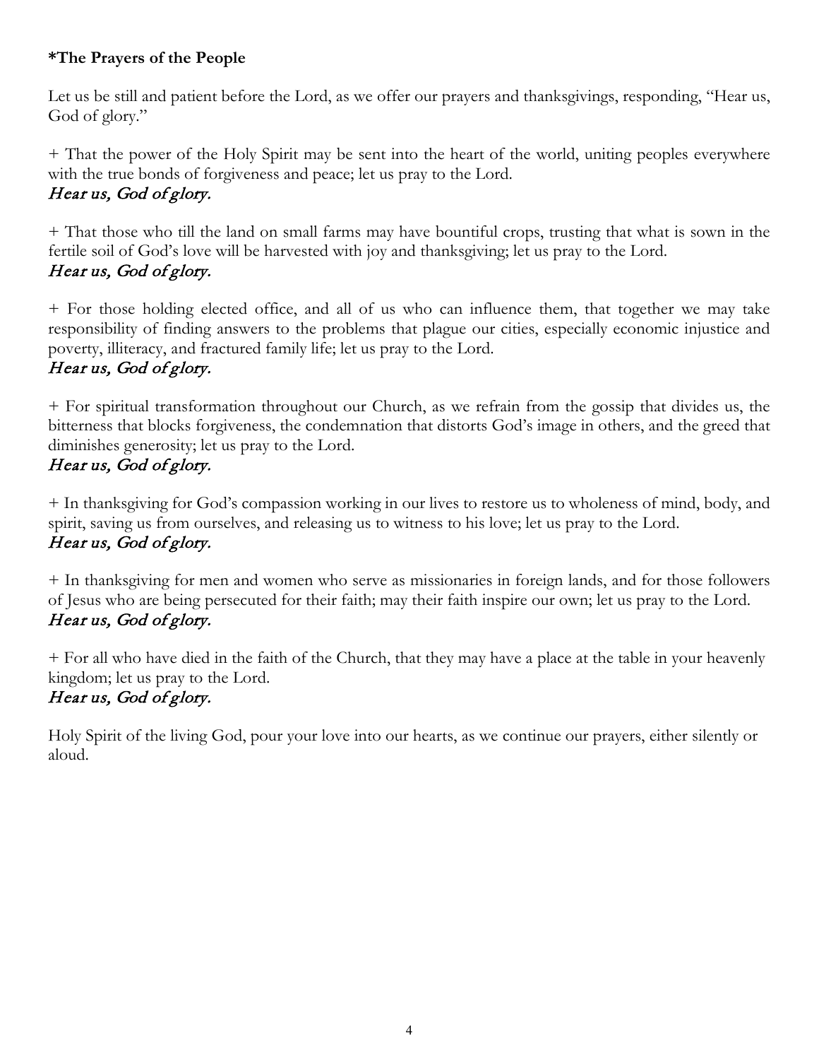**\*The Prayers of the People**

Let us be still and patient before the Lord, as we offer our prayers and thanksgivings, responding, "Hear us, God of glory."

+ That the power of the Holy Spirit may be sent into the heart of the world, uniting peoples everywhere with the true bonds of forgiveness and peace; let us pray to the Lord.
*Hear us, God of glory.*

+ That those who till the land on small farms may have bountiful crops, trusting that what is sown in the fertile soil of God's love will be harvested with joy and thanksgiving; let us pray to the Lord.
*Hear us, God of glory.*

+ For those holding elected office, and all of us who can influence them, that together we may take responsibility of finding answers to the problems that plague our cities, especially economic injustice and poverty, illiteracy, and fractured family life; let us pray to the Lord.
*Hear us, God of glory.*

+ For spiritual transformation throughout our Church, as we refrain from the gossip that divides us, the bitterness that blocks forgiveness, the condemnation that distorts God's image in others, and the greed that diminishes generosity; let us pray to the Lord.
*Hear us, God of glory.*

+ In thanksgiving for God's compassion working in our lives to restore us to wholeness of mind, body, and spirit, saving us from ourselves, and releasing us to witness to his love; let us pray to the Lord.
*Hear us, God of glory.*

+ In thanksgiving for men and women who serve as missionaries in foreign lands, and for those followers of Jesus who are being persecuted for their faith; may their faith inspire our own; let us pray to the Lord.
*Hear us, God of glory.*

+ For all who have died in the faith of the Church, that they may have a place at the table in your heavenly kingdom; let us pray to the Lord.
*Hear us, God of glory.*

Holy Spirit of the living God, pour your love into our hearts, as we continue our prayers, either silently or aloud.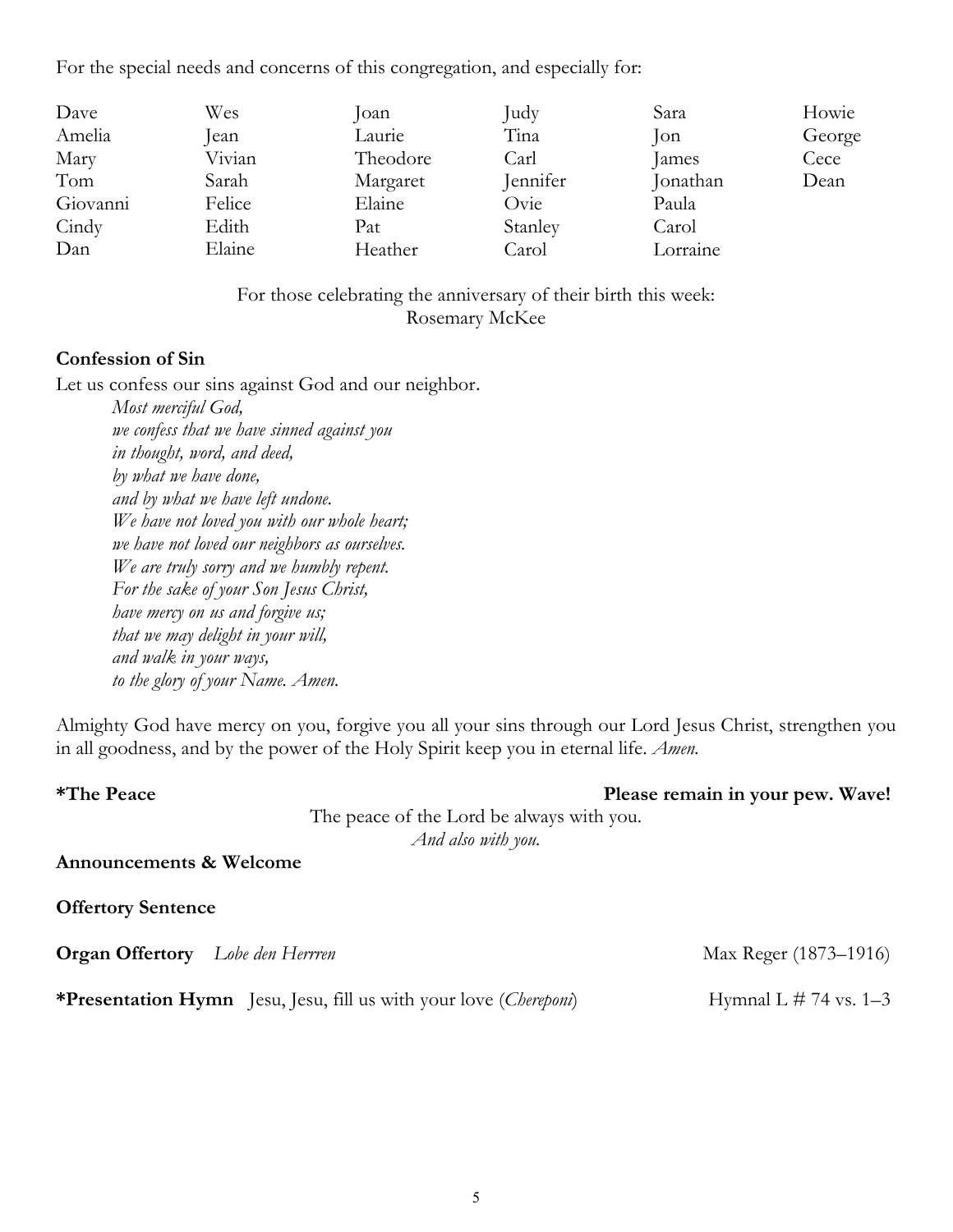For the special needs and concerns of this congregation, and especially for:

| | | | | | |
|---|---|---|---|---|---|
| Dave | Wes | Joan | Judy | Sara | Howie |
| Amelia | Jean | Laurie | Tina | Jon | George |
| Mary | Vivian | Theodore | Carl | James | Cece |
| Tom | Sarah | Margaret | Jennifer | Jonathan | Dean |
| Giovanni | Felice | Elaine | Ovie | Paula | |
| Cindy | Edith | Pat | Stanley | Carol | |
| Dan | Elaine | Heather | Carol | Lorraine | |

For those celebrating the anniversary of their birth this week:
Rosemary McKee

**Confession of Sin**

Let us confess our sins against God and our neighbor.

*Most merciful God,*
*we confess that we have sinned against you*
*in thought, word, and deed,*
*by what we have done,*
*and by what we have left undone.*
*We have not loved you with our whole heart;*
*we have not loved our neighbors as ourselves.*
*We are truly sorry and we humbly repent.*
*For the sake of your Son Jesus Christ,*
*have mercy on us and forgive us;*
*that we may delight in your will,*
*and walk in your ways,*
*to the glory of your Name. Amen.*

Almighty God have mercy on you, forgive you all your sins through our Lord Jesus Christ, strengthen you in all goodness, and by the power of the Holy Spirit keep you in eternal life. *Amen.*

**\*The Peace** **Please remain in your pew. Wave!**

The peace of the Lord be always with you.
*And also with you.*

**Announcements & Welcome**

**Offertory Sentence**

**Organ Offertory** *Lobe den Herrren* Max Reger (1873–1916)

**\*Presentation Hymn** Jesu, Jesu, fill us with your love (*Chereponi*) Hymnal L # 74 vs. 1–3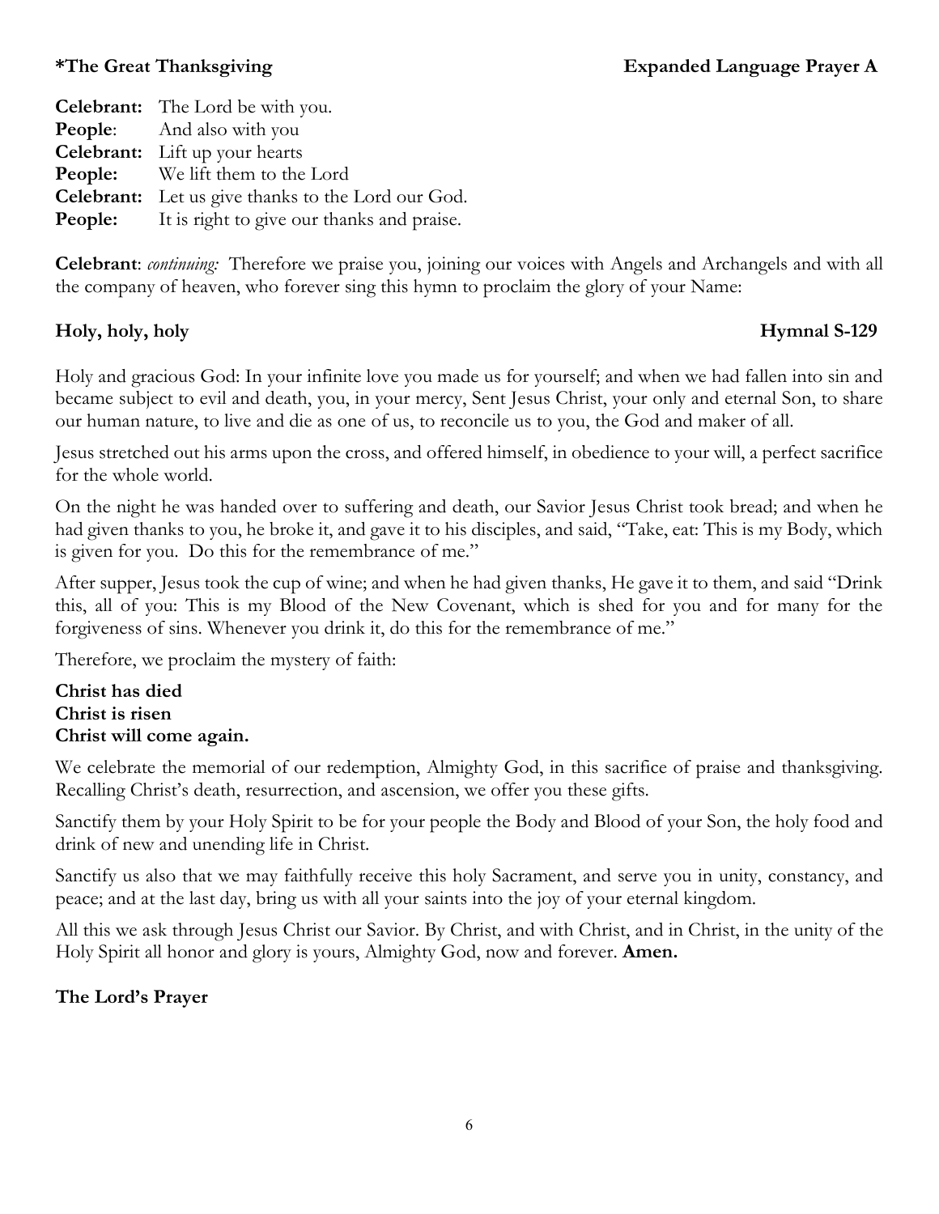**\*The Great Thanksgiving** **Expanded Language Prayer A**

**Celebrant:** The Lord be with you.
**People**: And also with you
**Celebrant:** Lift up your hearts
**People:** We lift them to the Lord
**Celebrant:** Let us give thanks to the Lord our God.
**People:** It is right to give our thanks and praise.

**Celebrant**: *continuing:* Therefore we praise you, joining our voices with Angels and Archangels and with all the company of heaven, who forever sing this hymn to proclaim the glory of your Name:

**Holy, holy, holy** **Hymnal S-129**

Holy and gracious God: In your infinite love you made us for yourself; and when we had fallen into sin and became subject to evil and death, you, in your mercy, Sent Jesus Christ, your only and eternal Son, to share our human nature, to live and die as one of us, to reconcile us to you, the God and maker of all.

Jesus stretched out his arms upon the cross, and offered himself, in obedience to your will, a perfect sacrifice for the whole world.

On the night he was handed over to suffering and death, our Savior Jesus Christ took bread; and when he had given thanks to you, he broke it, and gave it to his disciples, and said, "Take, eat: This is my Body, which is given for you. Do this for the remembrance of me."

After supper, Jesus took the cup of wine; and when he had given thanks, He gave it to them, and said "Drink this, all of you: This is my Blood of the New Covenant, which is shed for you and for many for the forgiveness of sins. Whenever you drink it, do this for the remembrance of me."

Therefore, we proclaim the mystery of faith:

**Christ has died**
**Christ is risen**
**Christ will come again.**

We celebrate the memorial of our redemption, Almighty God, in this sacrifice of praise and thanksgiving. Recalling Christ's death, resurrection, and ascension, we offer you these gifts.

Sanctify them by your Holy Spirit to be for your people the Body and Blood of your Son, the holy food and drink of new and unending life in Christ.

Sanctify us also that we may faithfully receive this holy Sacrament, and serve you in unity, constancy, and peace; and at the last day, bring us with all your saints into the joy of your eternal kingdom.

All this we ask through Jesus Christ our Savior. By Christ, and with Christ, and in Christ, in the unity of the Holy Spirit all honor and glory is yours, Almighty God, now and forever. **Amen.**

**The Lord's Prayer**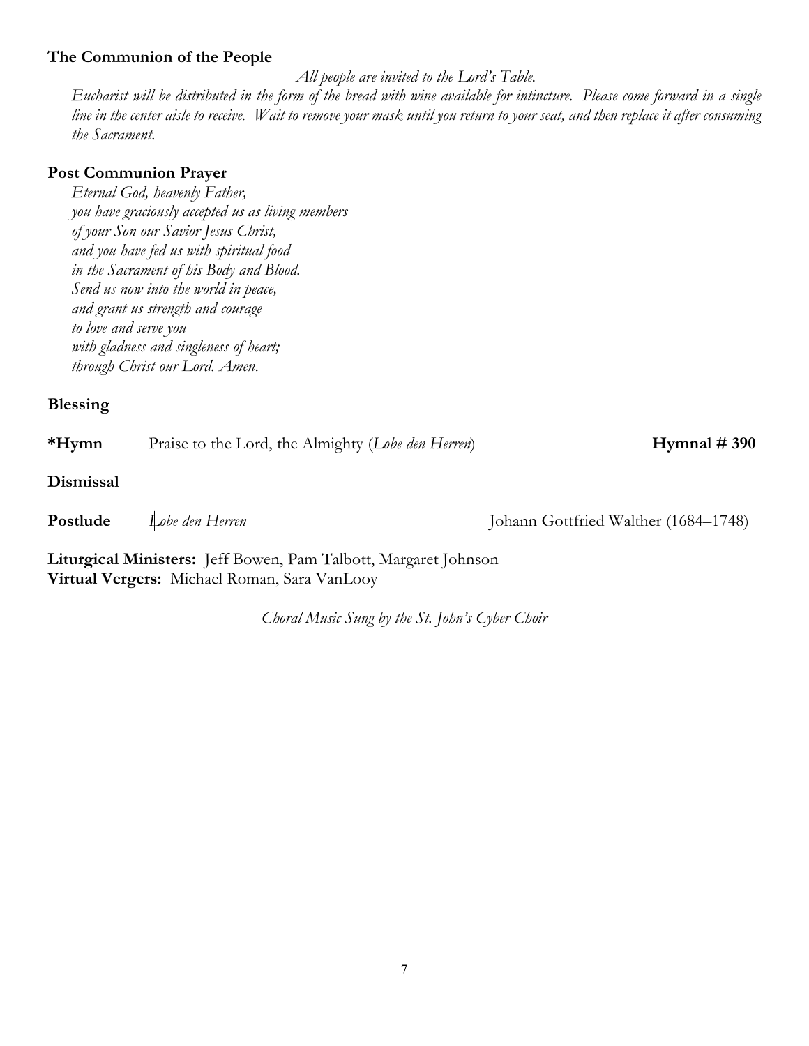**The Communion of the People**

*All people are invited to the Lord's Table.*

*Eucharist will be distributed in the form of the bread with wine available for intincture. Please come forward in a single line in the center aisle to receive. Wait to remove your mask until you return to your seat, and then replace it after consuming the Sacrament.*

**Post Communion Prayer**

*Eternal God, heavenly Father,*
*you have graciously accepted us as living members*
*of your Son our Savior Jesus Christ,*
*and you have fed us with spiritual food*
*in the Sacrament of his Body and Blood.*
*Send us now into the world in peace,*
*and grant us strength and courage*
*to love and serve you*
*with gladness and singleness of heart;*
*through Christ our Lord. Amen.*

**Blessing**

***Hymn** Praise to the Lord, the Almighty (*Lobe den Herren*) **Hymnal # 390**

**Dismissal**

**Postlude** *Lobe den Herren* Johann Gottfried Walther (1684–1748)

**Liturgical Ministers:** Jeff Bowen, Pam Talbott, Margaret Johnson
**Virtual Vergers:** Michael Roman, Sara VanLooy

*Choral Music Sung by the St. John's Cyber Choir*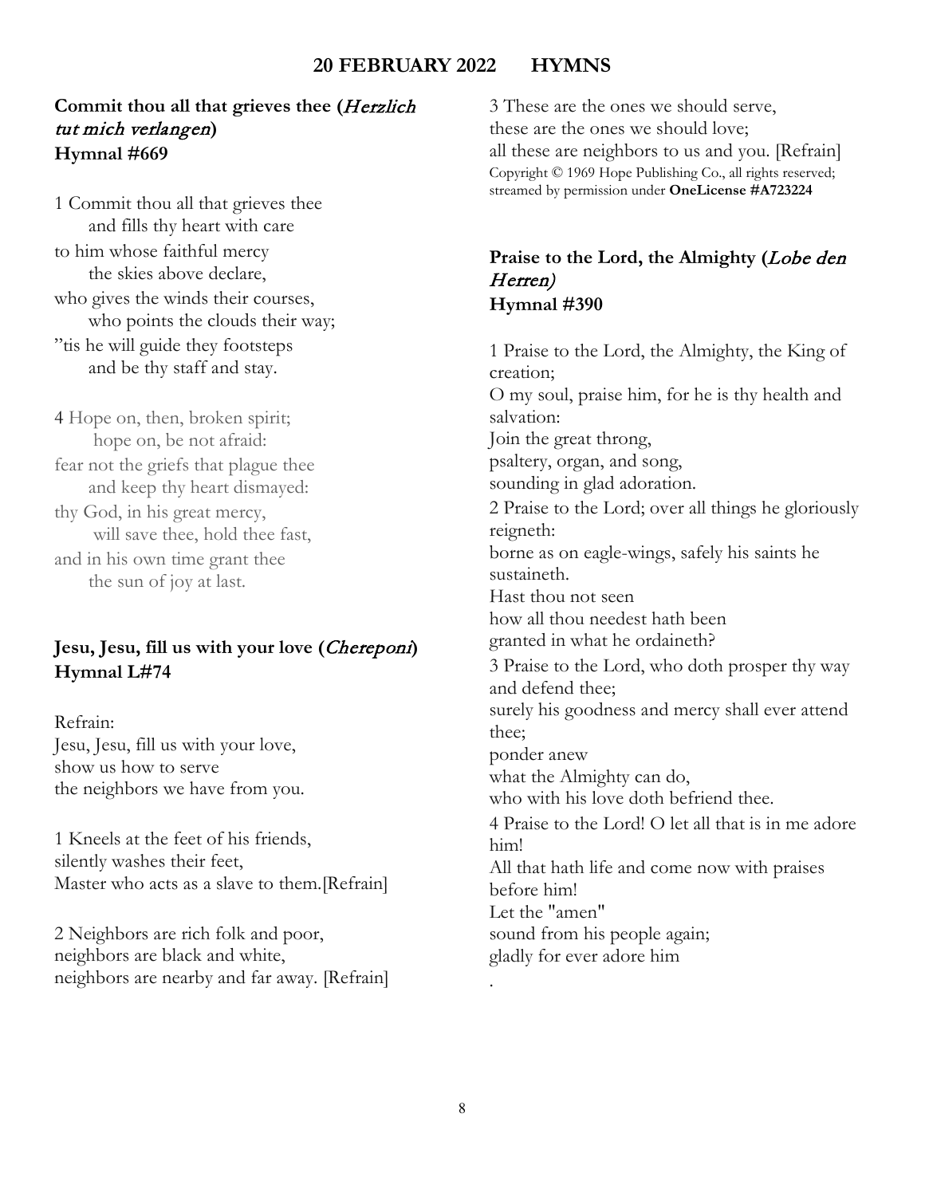## 20 FEBRUARY 2022 HYMNS

**Commit thou all that grieves thee (*Herzlich tut mich verlangen*)**
**Hymnal #669**

1 Commit thou all that grieves thee
and fills thy heart with care
to him whose faithful mercy
the skies above declare,
who gives the winds their courses,
who points the clouds their way;
"tis he will guide they footsteps
and be thy staff and stay.

4 Hope on, then, broken spirit;
hope on, be not afraid:
fear not the griefs that plague thee
and keep thy heart dismayed:
thy God, in his great mercy,
will save thee, hold thee fast,
and in his own time grant thee
the sun of joy at last.

**Jesu, Jesu, fill us with your love (*Chereponi*)**
**Hymnal L#74**

Refrain:
Jesu, Jesu, fill us with your love,
show us how to serve
the neighbors we have from you.

1 Kneels at the feet of his friends,
silently washes their feet,
Master who acts as a slave to them.[Refrain]

2 Neighbors are rich folk and poor,
neighbors are black and white,
neighbors are nearby and far away. [Refrain]

3 These are the ones we should serve,
these are the ones we should love;
all these are neighbors to us and you. [Refrain]

Copyright © 1969 Hope Publishing Co., all rights reserved; streamed by permission under **OneLicense #A723224**

**Praise to the Lord, the Almighty (*Lobe den Herren*)**
**Hymnal #390**

1 Praise to the Lord, the Almighty, the King of creation;
O my soul, praise him, for he is thy health and salvation:
Join the great throng,
psaltery, organ, and song,
sounding in glad adoration.

2 Praise to the Lord; over all things he gloriously reigneth:
borne as on eagle-wings, safely his saints he sustaineth.
Hast thou not seen
how all thou needest hath been
granted in what he ordaineth?

3 Praise to the Lord, who doth prosper thy way and defend thee;
surely his goodness and mercy shall ever attend thee;
ponder anew
what the Almighty can do,
who with his love doth befriend thee.

4 Praise to the Lord! O let all that is in me adore him!
All that hath life and come now with praises before him!
Let the "amen"
sound from his people again;
gladly for ever adore him
.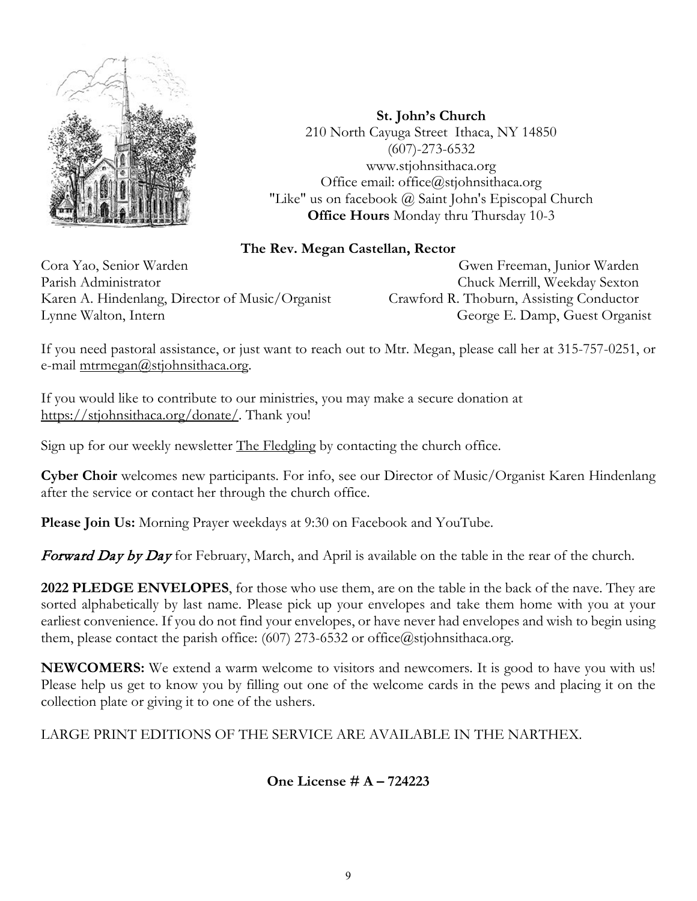**St. John's Church**
210 North Cayuga Street Ithaca, NY 14850
(607)-273-6532
www.stjohnsithaca.org
Office email: office@stjohnsithaca.org
"Like" us on facebook @ Saint John's Episcopal Church
**Office Hours** Monday thru Thursday 10-3

**The Rev. Megan Castellan, Rector**

Cora Yao, Senior Warden
Gwen Freeman, Junior Warden
Parish Administrator
Chuck Merrill, Weekday Sexton
Karen A. Hindenlang, Director of Music/Organist
Crawford R. Thoburn, Assisting Conductor
Lynne Walton, Intern
George E. Damp, Guest Organist

If you need pastoral assistance, or just want to reach out to Mtr. Megan, please call her at 315-757-0251, or e-mail mtrmegan@stjohnsithaca.org.

If you would like to contribute to our ministries, you may make a secure donation at https://stjohnsithaca.org/donate/. Thank you!

Sign up for our weekly newsletter The Fledgling by contacting the church office.

**Cyber Choir** welcomes new participants. For info, see our Director of Music/Organist Karen Hindenlang after the service or contact her through the church office.

**Please Join Us:** Morning Prayer weekdays at 9:30 on Facebook and YouTube.

*Forward Day by Day* for February, March, and April is available on the table in the rear of the church.

**2022 PLEDGE ENVELOPES**, for those who use them, are on the table in the back of the nave. They are sorted alphabetically by last name. Please pick up your envelopes and take them home with you at your earliest convenience. If you do not find your envelopes, or have never had envelopes and wish to begin using them, please contact the parish office: (607) 273-6532 or office@stjohnsithaca.org.

**NEWCOMERS:** We extend a warm welcome to visitors and newcomers. It is good to have you with us! Please help us get to know you by filling out one of the welcome cards in the pews and placing it on the collection plate or giving it to one of the ushers.

LARGE PRINT EDITIONS OF THE SERVICE ARE AVAILABLE IN THE NARTHEX.

**One License # A – 724223**